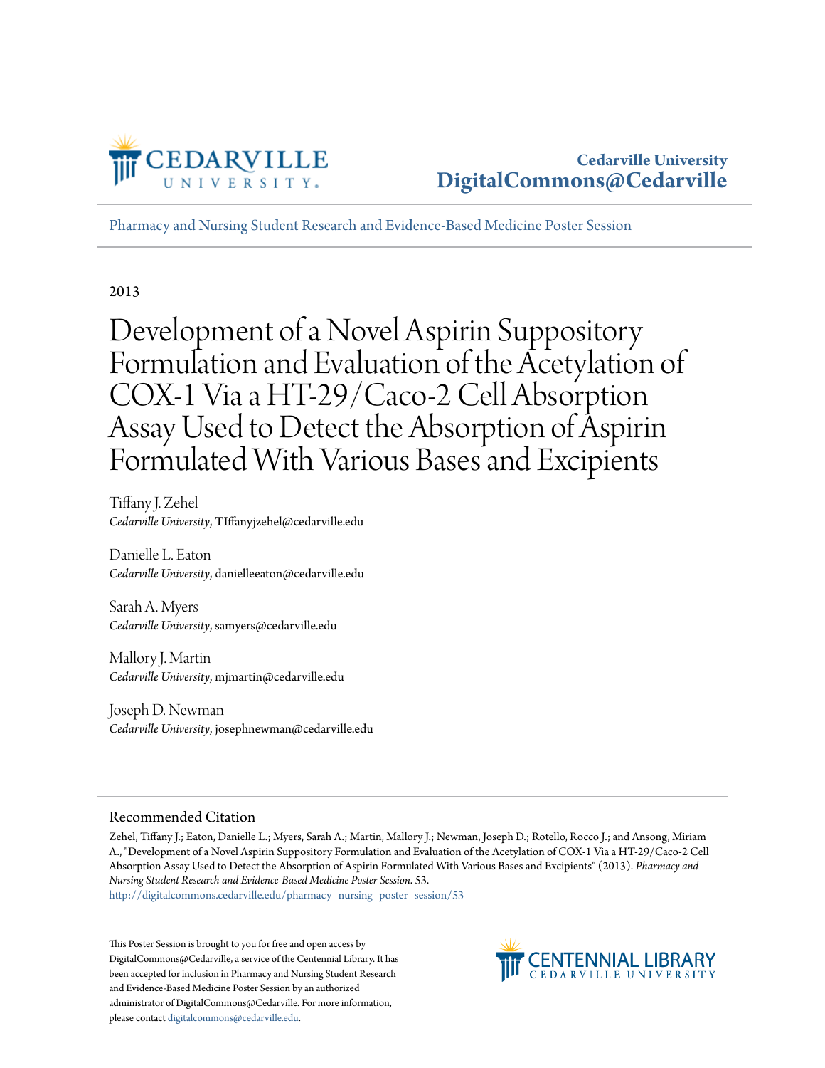Cedarville University
DigitalCommons@Cedarville

Pharmacy and Nursing Student Research and Evidence-Based Medicine Poster Session

2013

# Development of a Novel Aspirin Suppository Formulation and Evaluation of the Acetylation of COX-1 Via a HT-29/Caco-2 Cell Absorption Assay Used to Detect the Absorption of Aspirin Formulated With Various Bases and Excipients

Tiffany J. Zehel
*Cedarville University*, TIffanyjzehel@cedarville.edu

Danielle L. Eaton
*Cedarville University*, danielleeaton@cedarville.edu

Sarah A. Myers
*Cedarville University*, samyers@cedarville.edu

Mallory J. Martin
*Cedarville University*, mjmartin@cedarville.edu

Joseph D. Newman
*Cedarville University*, josephnewman@cedarville.edu

## Recommended Citation

Zehel, Tiffany J.; Eaton, Danielle L.; Myers, Sarah A.; Martin, Mallory J.; Newman, Joseph D.; Rotello, Rocco J.; and Ansong, Miriam A., "Development of a Novel Aspirin Suppository Formulation and Evaluation of the Acetylation of COX-1 Via a HT-29/Caco-2 Cell Absorption Assay Used to Detect the Absorption of Aspirin Formulated With Various Bases and Excipients" (2013). *Pharmacy and Nursing Student Research and Evidence-Based Medicine Poster Session*. 53.
http://digitalcommons.cedarville.edu/pharmacy_nursing_poster_session/53

This Poster Session is brought to you for free and open access by DigitalCommons@Cedarville, a service of the Centennial Library. It has been accepted for inclusion in Pharmacy and Nursing Student Research and Evidence-Based Medicine Poster Session by an authorized administrator of DigitalCommons@Cedarville. For more information, please contact digitalcommons@cedarville.edu.

CENTENNIAL LIBRARY
CEDARVILLE UNIVERSITY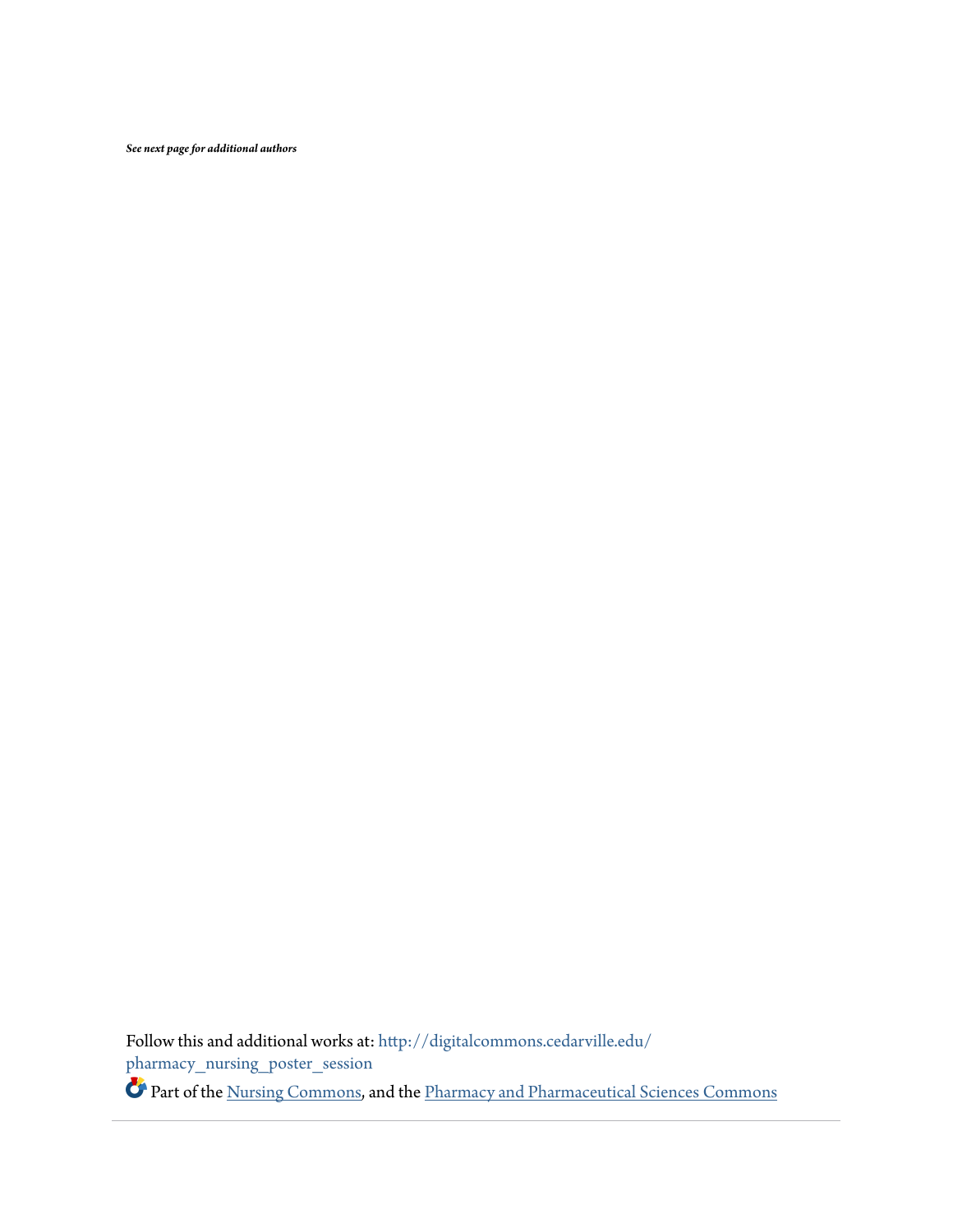*See next page for additional authors*

Follow this and additional works at: http://digitalcommons.cedarville.edu/pharmacy_nursing_poster_session

Part of the Nursing Commons, and the Pharmacy and Pharmaceutical Sciences Commons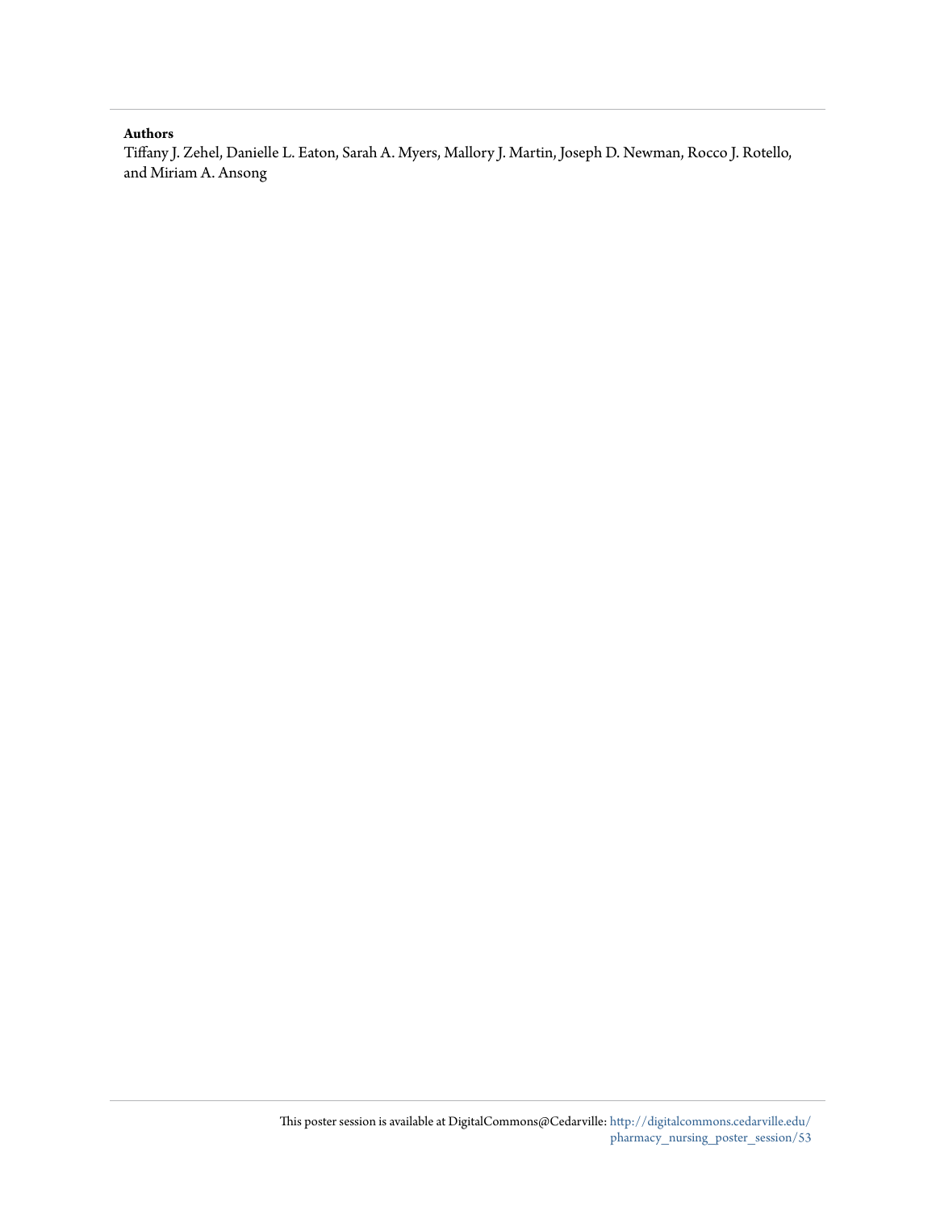**Authors**

Tiffany J. Zehel, Danielle L. Eaton, Sarah A. Myers, Mallory J. Martin, Joseph D. Newman, Rocco J. Rotello, and Miriam A. Ansong

This poster session is available at DigitalCommons@Cedarville: http://digitalcommons.cedarville.edu/pharmacy_nursing_poster_session/53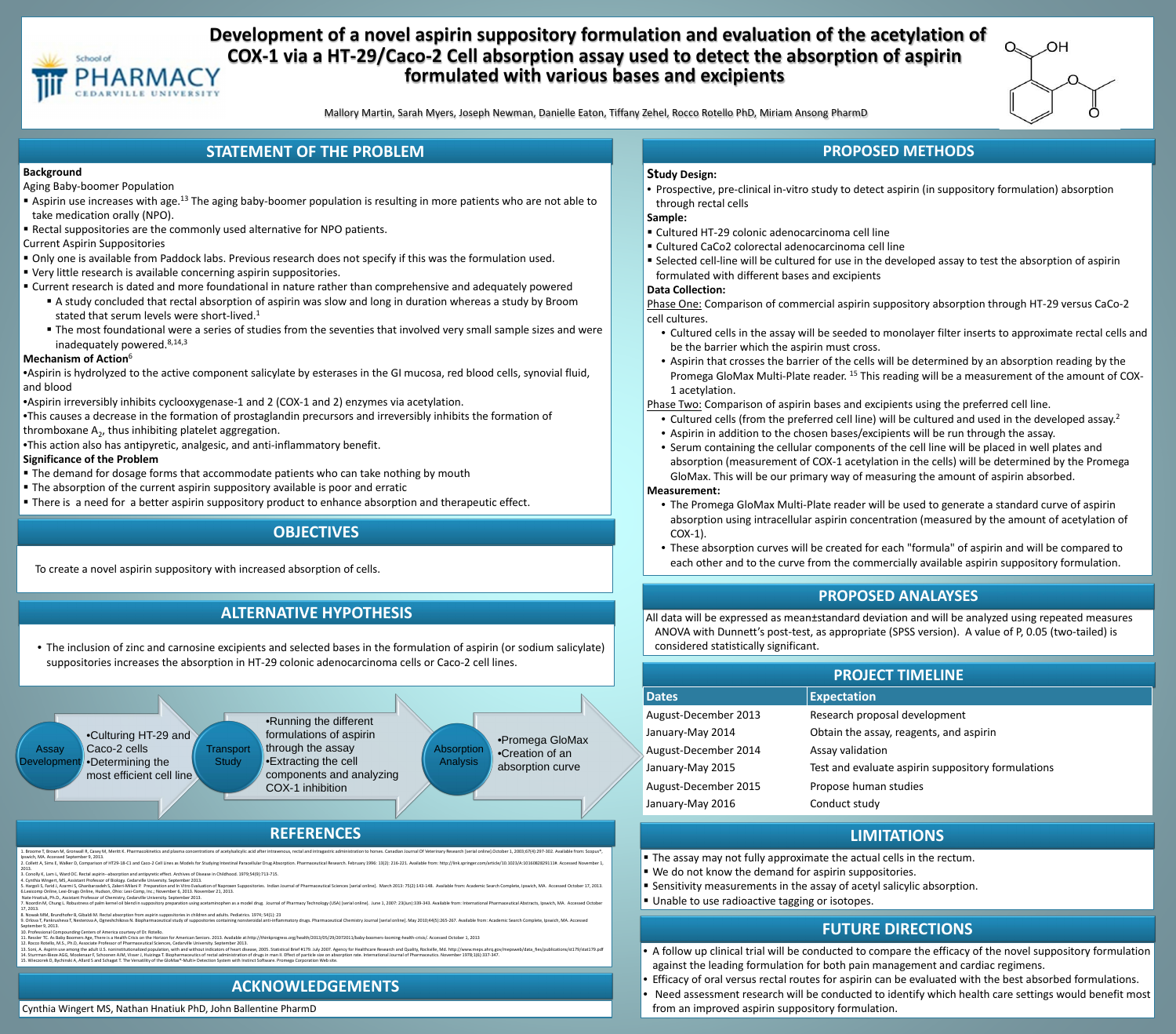# Development of a novel aspirin suppository formulation and evaluation of the acetylation of COX-1 via a HT-29/Caco-2 Cell absorption assay used to detect the absorption of aspirin formulated with various bases and excipients

School of PHARMACY CEDARVILLE UNIVERSITY

Mallory Martin, Sarah Myers, Joseph Newman, Danielle Eaton, Tiffany Zehel, Rocco Rotello PhD, Miriam Ansong PharmD

## STATEMENT OF THE PROBLEM

**Background**

Aging Baby-boomer Population

- Aspirin use increases with age.[13] The aging baby-boomer population is resulting in more patients who are not able to take medication orally (NPO).
- Rectal suppositories are the commonly used alternative for NPO patients.

Current Aspirin Suppositories

- Only one is available from Paddock labs. Previous research does not specify if this was the formulation used.
- Very little research is available concerning aspirin suppositories.
- Current research is dated and more foundational in nature rather than comprehensive and adequately powered
  - A study concluded that rectal absorption of aspirin was slow and long in duration whereas a study by Broom stated that serum levels were short-lived.[1]
  - The most foundational were a series of studies from the seventies that involved very small sample sizes and were inadequately powered.[8,14,3]

**Mechanism of Action**[6]

- Aspirin is hydrolyzed to the active component salicylate by esterases in the GI mucosa, red blood cells, synovial fluid, and blood
- Aspirin irreversibly inhibits cyclooxygenase-1 and 2 (COX-1 and 2) enzymes via acetylation.
- This causes a decrease in the formation of prostaglandin precursors and irreversibly inhibits the formation of thromboxane $A_2$, thus inhibiting platelet aggregation.
- This action also has antipyretic, analgesic, and anti-inflammatory benefit.

**Significance of the Problem**

- The demand for dosage forms that accommodate patients who can take nothing by mouth
- The absorption of the current aspirin suppository available is poor and erratic
- There is a need for a better aspirin suppository product to enhance absorption and therapeutic effect.

## OBJECTIVES

To create a novel aspirin suppository with increased absorption of cells.

## ALTERNATIVE HYPOTHESIS

- The inclusion of zinc and carnosine excipients and selected bases in the formulation of aspirin (or sodium salicylate) suppositories increases the absorption in HT-29 colonic adenocarcinoma cells or Caco-2 cell lines.

Assay Development
- Culturing HT-29 and Caco-2 cells
- Determining the most efficient cell line

Transport Study
- Running the different formulations of aspirin through the assay
- Extracting the cell components and analyzing COX-1 inhibition

Absorption Analysis
- Promega GloMax
- Creation of an absorption curve

## REFERENCES

1. Broome T, Brown M, Gronwall R, Casey M, Meritt K. Pharmacokinetics and plasma concentrations of acetylsalicylic acid after intravenous, rectal and intragastric administration to horses. Canadian Journal Of Veterinary Research [serial online].October 1, 2003;67(4):297-302. Available from: Scopus®, Ipswich, MA. Accessed September 9, 2013.
2. Collett A, Sims E, Walker D. Comparison of HT29-18-C1 and Caco-2 Cell Lines as Models for Studying Intestinal Paracellular Drug Absorption. Pharmaceutical Research. February 1996: 13(2): 216-221. Available from: http://link.springer.com/article/10.1023/A:1016082829111#. Accessed November 1, 2013.
3. Conolly K, Lam L, Ward OC. Rectal aspirin--absorption and antipyretic effect. Archives of Disease in Childhood. 1979;54(9):713-715.
4. Cynthia Wingert, MS, Assistant Professor of Biology. Cedarville University. September 2013.
5. Hargoli S, Farid J, Azarmi S, Ghanbarzadeh S, Zakeri-Milani P. Preparation and In Vitro Evaluation of Naproxen Suppositories. Indian Journal of Pharmaceutical Sciences [serial online]. March 2013: 75(2):143-148. Available from: Academic Search Complete, Ipswich, MA. Accessed October 17, 2013.
6. Lexicomp Online, Lexi-Drugs Online, Hudson, Ohio: Lexi-Comp, Inc.; November 6, 2013. November 21, 2013.

Nate Hnatiuk, Ph.D., Assistant Professor of Chemistry, Cedarville University. September 2013.

7. Noordin M, Chung L. Robustness of palm kernel oil blend in suppository preparation using acetaminophen as a model drug. Journal of Pharmacy Technology [USA] [serial online]. June 1, 2007: 23(Jun):339-343. Available from: International Pharmaceutical Abstracts, Ipswich, MA. Accessed October 17, 2013.
8. Nowak MM, Brundhofer B, Gibaldi M. Rectal absorption from aspirin suppositories in children and adults. Pediatrics. 1974; 54(1): 23
9. Orlova T, Pankrusheva T, Nesterova A, Ogneshchikova N. Biopharmaceutical study of suppositories containing nonsteroidal anti-inflammatory drugs. Pharmaceutical Chemistry Journal [serial online]. May 2010;44(5):265-267. Available from: Academic Search Complete, Ipswich, MA. Accessed September 9, 2013.
10. Professional Compounding Centers of America courtesy of Dr. Rotello.
11. Ressler TC. As Baby Boomers Age, There is a Health Crisis on the Horizon for American Seniors. 2013. Available at http://thinkprogress.org/health/2013/05/29/2072011/baby-boomers-looming-health-crisis/. Accessed October 1, 2013
12. Rocco Rotello, M.S., Ph.D, Associate Professor of Pharmaceutical Sciences, Cedarville University. September 2013.
13. Soni, A. Aspirin use among the adult U.S. noninstitutionalized population, with and without indicators of heart disease, 2005. Statistical Brief #179. July 2007. Agency for Healthcare Research and Quality, Rockville, Md. http://www.meps.ahrq.gov/mepsweb/data_files/publications/st179/stat179.pdf
14. Sturman-Blasse AGG, Moolenaar F, Schoonen AJM, Visser J, Huizinga T. Biopharmaceutics of rectal administration of drugs in man 5. Effect of particle size on absorption rate. International Journal of Pharmaceutics. November 1978;1(6):337-347.
15. Wieczorek D, Bychinski A, Allard S and Schagat T. The Versatility of the GloMax®-Multi+ Detection System with Instinct Software. Promega Corporation Web site.

## ACKNOWLEDGEMENTS

Cynthia Wingert MS, Nathan Hnatiuk PhD, John Ballentine PharmD

## PROPOSED METHODS

**Study Design:**

- Prospective, pre-clinical in-vitro study to detect aspirin (in suppository formulation) absorption through rectal cells

**Sample:**

- Cultured HT-29 colonic adenocarcinoma cell line
- Cultured CaCo2 colorectal adenocarcinoma cell line
- Selected cell-line will be cultured for use in the developed assay to test the absorption of aspirin formulated with different bases and excipients

**Data Collection:**

Phase One: Comparison of commercial aspirin suppository absorption through HT-29 versus CaCo-2 cell cultures.

- Cultured cells in the assay will be seeded to monolayer filter inserts to approximate rectal cells and be the barrier which the aspirin must cross.
- Aspirin that crosses the barrier of the cells will be determined by an absorption reading by the Promega GloMax Multi-Plate reader.[15] This reading will be a measurement of the amount of COX-1 acetylation.

Phase Two: Comparison of aspirin bases and excipients using the preferred cell line.

- Cultured cells (from the preferred cell line) will be cultured and used in the developed assay.[2]
- Aspirin in addition to the chosen bases/excipients will be run through the assay.
- Serum containing the cellular components of the cell line will be placed in well plates and absorption (measurement of COX-1 acetylation in the cells) will be determined by the Promega GloMax. This will be our primary way of measuring the amount of aspirin absorbed.

**Measurement:**

- The Promega GloMax Multi-Plate reader will be used to generate a standard curve of aspirin absorption using intracellular aspirin concentration (measured by the amount of acetylation of COX-1).
- These absorption curves will be created for each "formula" of aspirin and will be compared to each other and to the curve from the commercially available aspirin suppository formulation.

## PROPOSED ANALAYSES

All data will be expressed as mean±standard deviation and will be analyzed using repeated measures ANOVA with Dunnett's post-test, as appropriate (SPSS version). A value of P, 0.05 (two-tailed) is considered statistically significant.

## PROJECT TIMELINE

| Dates | Expectation |
|---|---|
| August-December 2013 | Research proposal development |
| January-May 2014 | Obtain the assay, reagents, and aspirin |
| August-December 2014 | Assay validation |
| January-May 2015 | Test and evaluate aspirin suppository formulations |
| August-December 2015 | Propose human studies |
| January-May 2016 | Conduct study |

## LIMITATIONS

- The assay may not fully approximate the actual cells in the rectum.
- We do not know the demand for aspirin suppositories.
- Sensitivity measurements in the assay of acetyl salicylic absorption.
- Unable to use radioactive tagging or isotopes.

## FUTURE DIRECTIONS

- A follow up clinical trial will be conducted to compare the efficacy of the novel suppository formulation against the leading formulation for both pain management and cardiac regimens.
- Efficacy of oral versus rectal routes for aspirin can be evaluated with the best absorbed formulations.
- Need assessment research will be conducted to identify which health care settings would benefit most from an improved aspirin suppository formulation.